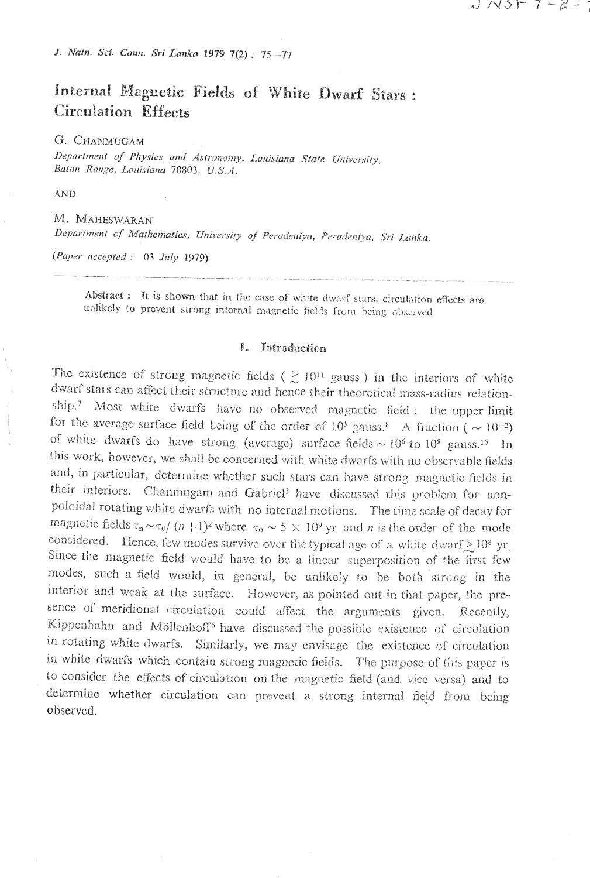# Internal Magnetic Fields of White Dwarf Stars : Circulation Effects

G. CHANMUGAM

*Department of Physics and Astronomy, Louisiana State University, Baton Rouge, Louisiana 70803, U.S.A.*

AND

M. MAHESWARAN

*Department of Mathematics, University of Peradeniya, Peradeniya, Sri Lanka.*

(*Paper accepted* : 03 *July* 1979)

**Abstract** : It is shown that in the case of white dwarf stars, circulation effects are unlikely to prevent strong internal magnetic fields from being observed.

## 1. Introduction

The existence of strong magnetic fields ( $\gtrsim 10^{11}$ gauss ) in the interiors of white dwarf stars can affect their structure and hence their theoretical mass-radius relationship.[7] Most white dwarfs have no observed magnetic field ; the upper limit for the average surface field being of the order of $10^5$ gauss.[8] A fraction ( $\sim 10^{-2}$) of white dwarfs do have strong (average) surface fields $\sim 10^6$ to $10^8$ gauss.[15] In this work, however, we shall be concerned with white dwarfs with no observable fields and, in particular, determine whether such stars can have strong magnetic fields in their interiors. Chanmugam and Gabriel[3] have discussed this problem for non-poloidal rotating white dwarfs with no internal motions. The time scale of decay for magnetic fields $\tau_n \sim \tau_0 / (n+1)^2$ where $\tau_0 \sim 5 \times 10^9$ yr and $n$ is the order of the mode considered. Hence, few modes survive over the typical age of a white dwarf $\gtrsim 10^8$ yr. Since the magnetic field would have to be a linear superposition of the first few modes, such a field would, in general, be unlikely to be both strong in the interior and weak at the surface. However, as pointed out in that paper, the presence of meridional circulation could affect the arguments given. Recently, Kippenhahn and Möllenhoff[6] have discussed the possible existence of circulation in rotating white dwarfs. Similarly, we may envisage the existence of circulation in white dwarfs which contain strong magnetic fields. The purpose of this paper is to consider the effects of circulation on the magnetic field (and vice versa) and to determine whether circulation can prevent a strong internal field from being observed.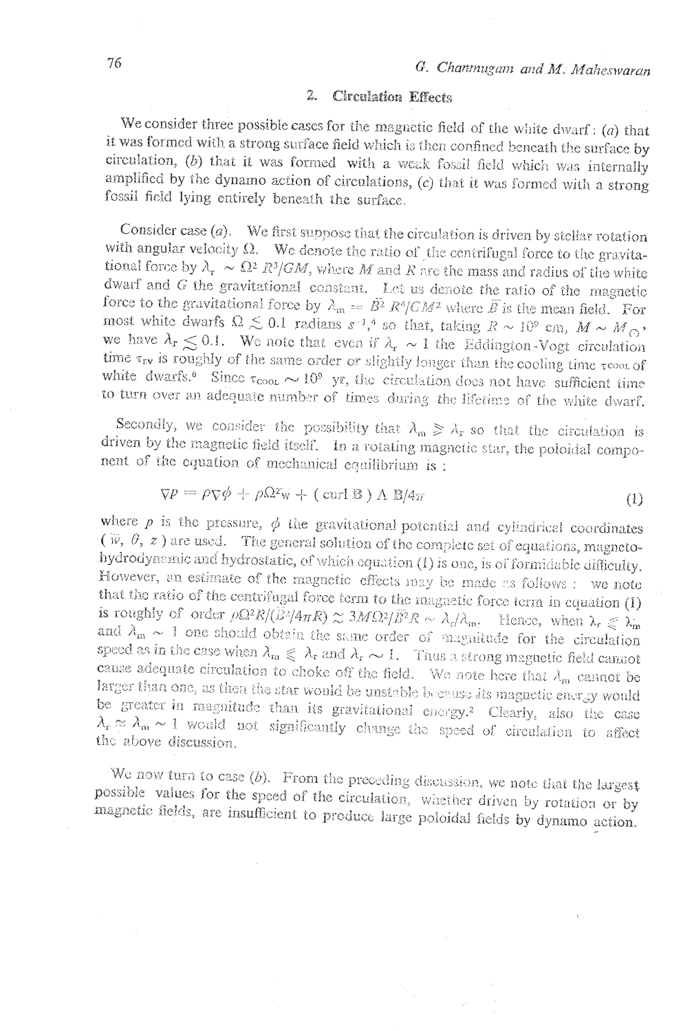## 2. Circulation Effects

We consider three possible cases for the magnetic field of the white dwarf: (*a*) that it was formed with a strong surface field which is then confined beneath the surface by circulation, (*b*) that it was formed with a weak fossil field which was internally amplified by the dynamo action of circulations, (*c*) that it was formed with a strong fossil field lying entirely beneath the surface.

Consider case (*a*). We first suppose that the circulation is driven by stellar rotation with angular velocity $\Omega$. We denote the ratio of the centrifugal force to the gravitational force by $\lambda_r \sim \Omega^2 R^3/GM$, where $M$ and $R$ are the mass and radius of the white dwarf and $G$ the gravitational constant. Let us denote the ratio of the magnetic force to the gravitational force by $\lambda_m = \bar{B}^2 R^4/GM^2$ where $\bar{B}$ is the mean field. For most white dwarfs $\Omega \lesssim 0.1$ radians $s^{-1}$,[4] so that, taking $R \sim 10^9$ cm, $M \sim M_\odot$, we have $\lambda_r \lesssim 0.1$. We note that even if $\lambda_r \sim 1$ the Eddington-Vogt circulation time $\tau_{\rm EV}$ is roughly of the same order or slightly longer than the cooling time $\tau_{\rm COOL}$ of white dwarfs.[6] Since $\tau_{\rm COOL} \sim 10^9$ yr, the circulation does not have sufficient time to turn over an adequate number of times during the lifetime of the white dwarf.

Secondly, we consider the possibility that $\lambda_m \geqslant \lambda_r$ so that the circulation is driven by the magnetic field itself. In a rotating magnetic star, the poloidal component of the equation of mechanical equilibrium is :

$$\nabla p = \rho \nabla \phi + \rho \Omega^2 \varpi + (\text{curl}\, \mathbf{B}) \wedge \mathbf{B}/4\pi \tag{1}$$

where $p$ is the pressure, $\phi$ the gravitational potential and cylindrical coordinates ($\varpi$, $\theta$, $z$) are used. The general solution of the complete set of equations, magnetohydrodynamic and hydrostatic, of which equation (1) is one, is of formidable difficulty. However, an estimate of the magnetic effects may be made as follows : we note that the ratio of the centrifugal force term to the magnetic force term in equation (1) is roughly of order $\rho\Omega^2 R/(\bar{B}^2/4\pi R) \approx 3M\Omega^2/\bar{B}^2 R \sim \lambda_r/\lambda_m$. Hence, when $\lambda_r \leqslant \lambda_m$ and $\lambda_m \sim 1$ one should obtain the same order of magnitude for the circulation speed as in the case when $\lambda_m \leqslant \lambda_r$ and $\lambda_r \sim 1$. Thus a strong magnetic field cannot cause adequate circulation to choke off the field. We note here that $\lambda_m$ cannot be larger than one, as then the star would be unstable because its magnetic energy would be greater in magnitude than its gravitational energy.[2] Clearly, also the case $\lambda_r \approx \lambda_m \sim 1$ would not significantly change the speed of circulation to affect the above discussion.

We now turn to case (*b*). From the preceding discussion, we note that the largest possible values for the speed of the circulation, whether driven by rotation or by magnetic fields, are insufficient to produce large poloidal fields by dynamo action.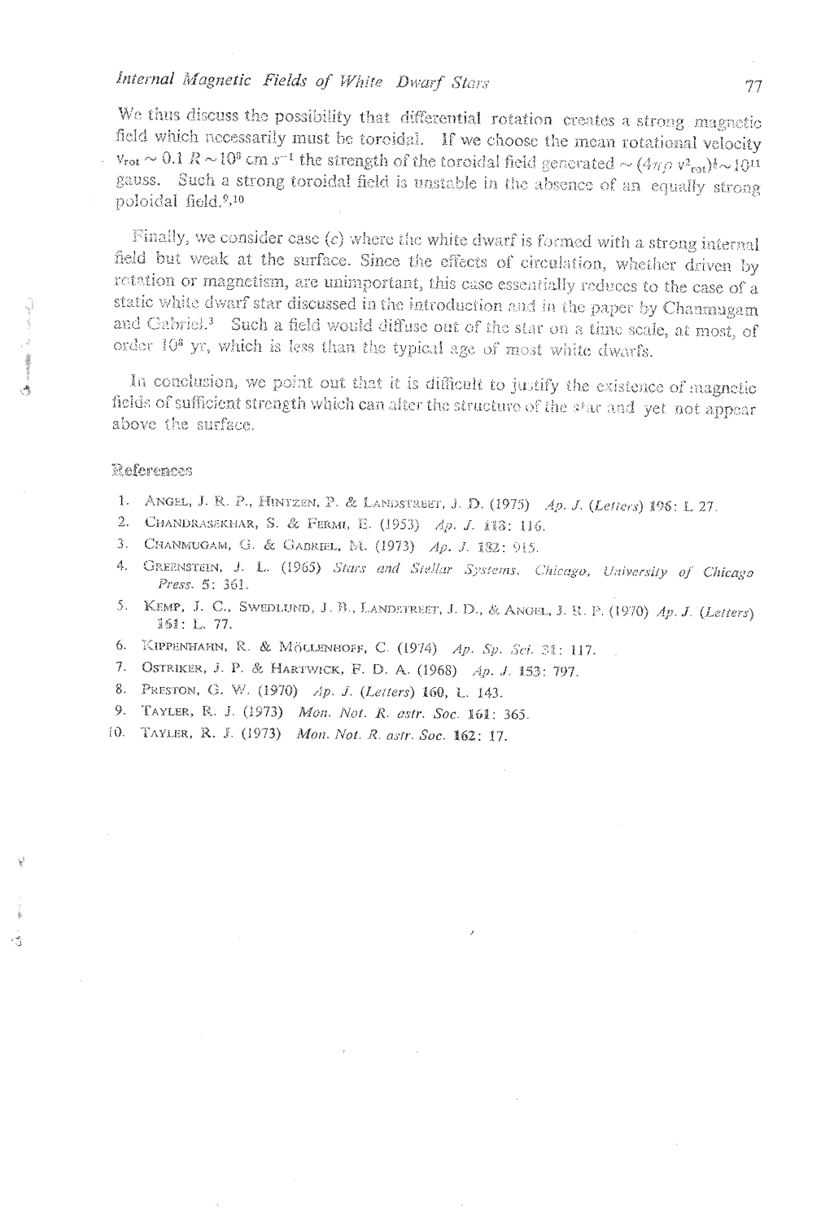We thus discuss the possibility that differential rotation creates a strong magnetic field which necessarily must be toroidal. If we choose the mean rotational velocity $v_{rot} \sim 0.1\, R \sim 10^8$ cm $s^{-1}$ the strength of the toroidal field generated $\sim (4\pi\rho\, v^2_{rot})^{\frac{1}{2}} \sim 10^{11}$ gauss. Such a strong toroidal field is unstable in the absence of an equally strong poloidal field.[9,10]

Finally, we consider case (*c*) where the white dwarf is formed with a strong internal field but weak at the surface. Since the effects of circulation, whether driven by rotation or magnetism, are unimportant, this case essentially reduces to the case of a static white dwarf star discussed in the introduction and in the paper by Chanmugam and Gabriel.[3] Such a field would diffuse out of the star on a time scale, at most, of order $10^8$ yr, which is less than the typical age of most white dwarfs.

In conclusion, we point out that it is difficult to justify the existence of magnetic fields of sufficient strength which can alter the structure of the star and yet not appear above the surface.

## References

1. Angel, J. R. P., Hintzen, P. & Landstreet, J. D. (1975) *Ap. J.* (*Letters*) **196**: L 27.
2. Chandrasekhar, S. & Fermi, E. (1953) *Ap. J.* **118**: 116.
3. Chanmugam, G. & Gabriel, M. (1973) *Ap. J.* **182**: 915.
4. Greenstein, J. L. (1965) *Stars and Stellar Systems, Chicago, University of Chicago Press.* 5: 361.
5. Kemp, J. C., Swedlund, J. B., Landstreet, J. D., & Angel, J. R. P. (1970) *Ap. J.* (*Letters*) **161**: L. 77.
6. Kippenhahn, R. & Möllenhoff, C. (1974) *Ap. Sp. Sci.* **31**: 117.
7. Ostriker, J. P. & Hartwick, F. D. A. (1968) *Ap. J.* **153**: 797.
8. Preston, G. W. (1970) *Ap. J.* (*Letters*) **160**, L. 143.
9. Tayler, R. J. (1973) *Mon. Not. R. astr. Soc.* **161**: 365.
10. Tayler, R. J. (1973) *Mon. Not. R. astr. Soc.* **162**: 17.